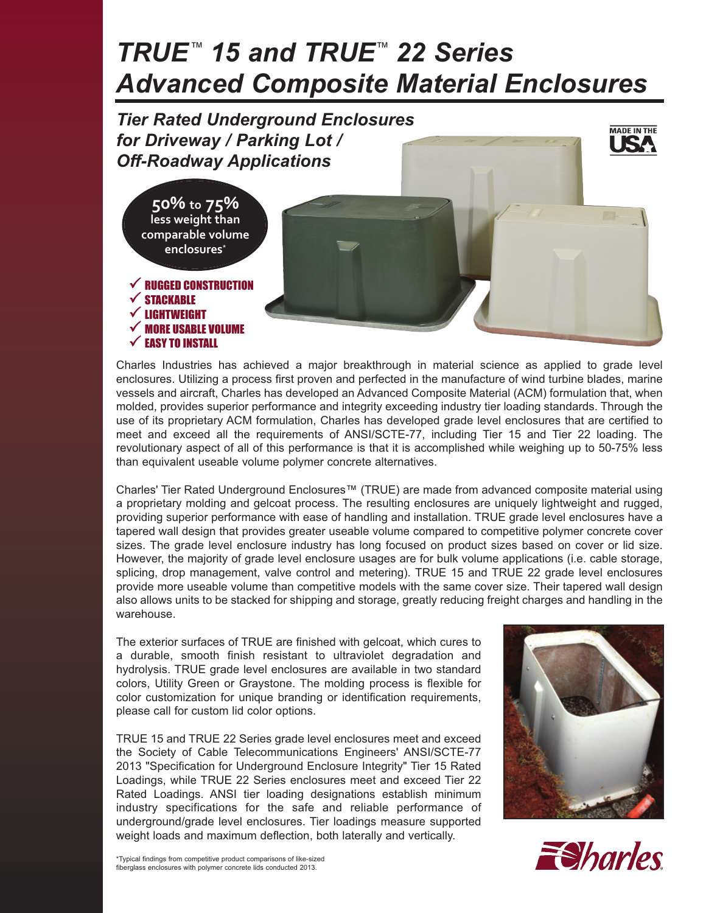# *TRUE™ 15 and TRUE™ 22 Series Advanced Composite Material Enclosures*

## *Tier Rated Underground Enclosures for Driveway / Parking Lot / Off-Roadway Applications*

MADE IN THE USA

**50% to 75%** less weight than comparable volume enclosures*

- ✓ RUGGED CONSTRUCTION
- ✓ STACKABLE
- ✓ LIGHTWEIGHT
- ✓ MORE USABLE VOLUME
- ✓ EASY TO INSTALL

Charles Industries has achieved a major breakthrough in material science as applied to grade level enclosures. Utilizing a process first proven and perfected in the manufacture of wind turbine blades, marine vessels and aircraft, Charles has developed an Advanced Composite Material (ACM) formulation that, when molded, provides superior performance and integrity exceeding industry tier loading standards. Through the use of its proprietary ACM formulation, Charles has developed grade level enclosures that are certified to meet and exceed all the requirements of ANSI/SCTE-77, including Tier 15 and Tier 22 loading. The revolutionary aspect of all of this performance is that it is accomplished while weighing up to 50-75% less than equivalent useable volume polymer concrete alternatives.

Charles' Tier Rated Underground Enclosures™ (TRUE) are made from advanced composite material using a proprietary molding and gelcoat process. The resulting enclosures are uniquely lightweight and rugged, providing superior performance with ease of handling and installation. TRUE grade level enclosures have a tapered wall design that provides greater useable volume compared to competitive polymer concrete cover sizes. The grade level enclosure industry has long focused on product sizes based on cover or lid size. However, the majority of grade level enclosure usages are for bulk volume applications (i.e. cable storage, splicing, drop management, valve control and metering). TRUE 15 and TRUE 22 grade level enclosures provide more useable volume than competitive models with the same cover size. Their tapered wall design also allows units to be stacked for shipping and storage, greatly reducing freight charges and handling in the warehouse.

The exterior surfaces of TRUE are finished with gelcoat, which cures to a durable, smooth finish resistant to ultraviolet degradation and hydrolysis. TRUE grade level enclosures are available in two standard colors, Utility Green or Graystone. The molding process is flexible for color customization for unique branding or identification requirements, please call for custom lid color options.

TRUE 15 and TRUE 22 Series grade level enclosures meet and exceed the Society of Cable Telecommunications Engineers' ANSI/SCTE-77 2013 "Specification for Underground Enclosure Integrity" Tier 15 Rated Loadings, while TRUE 22 Series enclosures meet and exceed Tier 22 Rated Loadings. ANSI tier loading designations establish minimum industry specifications for the safe and reliable performance of underground/grade level enclosures. Tier loadings measure supported weight loads and maximum deflection, both laterally and vertically.

*Typical findings from competitive product comparisons of like-sized fiberglass enclosures with polymer concrete lids conducted 2013.

Charles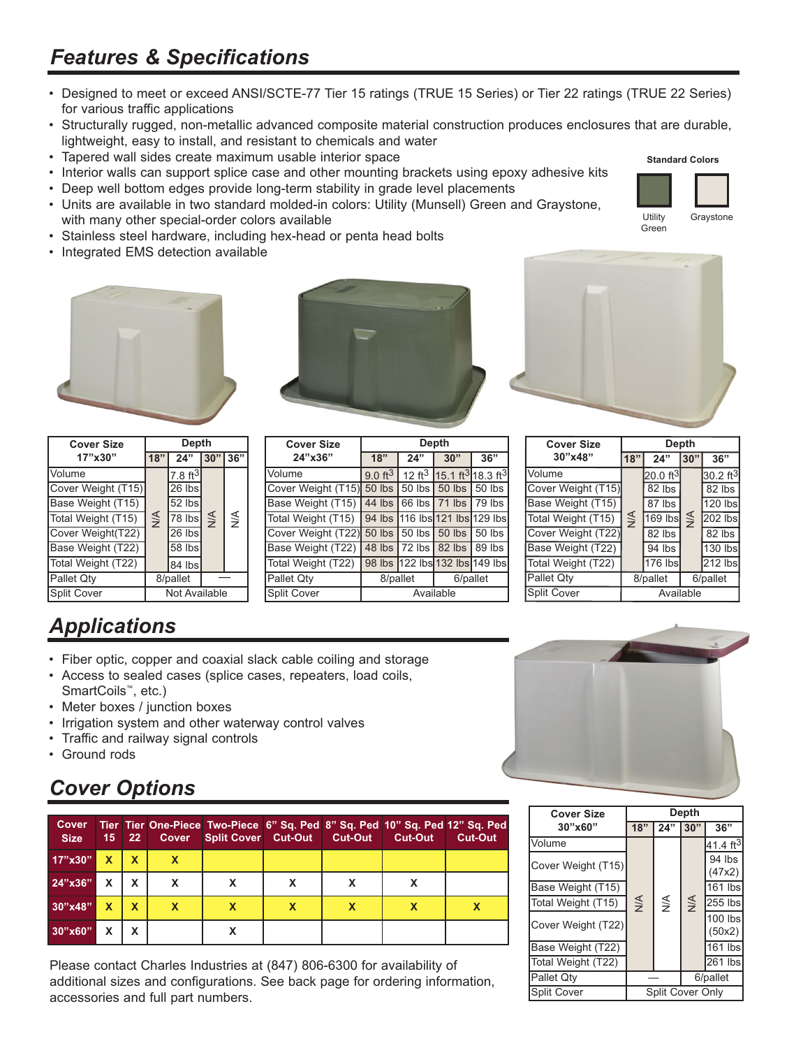## Features & Specifications

- Designed to meet or exceed ANSI/SCTE-77 Tier 15 ratings (TRUE 15 Series) or Tier 22 ratings (TRUE 22 Series) for various traffic applications
- Structurally rugged, non-metallic advanced composite material construction produces enclosures that are durable, lightweight, easy to install, and resistant to chemicals and water
- Tapered wall sides create maximum usable interior space
- Interior walls can support splice case and other mounting brackets using epoxy adhesive kits
- Deep well bottom edges provide long-term stability in grade level placements
- Units are available in two standard molded-in colors: Utility (Munsell) Green and Graystone, with many other special-order colors available
- Stainless steel hardware, including hex-head or penta head bolts
- Integrated EMS detection available

**Standard Colors**

Utility Green | Graystone

| Cover Size 17"x30" | Depth | | | |
|---|---|---|---|---|
| | 18" | 24" | 30" | 36" |
| Volume | N/A | 7.8 ft³ | N/A | N/A |
| Cover Weight (T15) | N/A | 26 lbs | N/A | N/A |
| Base Weight (T15) | N/A | 52 lbs | N/A | N/A |
| Total Weight (T15) | N/A | 78 lbs | N/A | N/A |
| Cover Weight(T22) | N/A | 26 lbs | N/A | N/A |
| Base Weight (T22) | N/A | 58 lbs | N/A | N/A |
| Total Weight (T22) | N/A | 84 lbs | N/A | N/A |
| Pallet Qty | 8/pallet | | — | |
| Split Cover | Not Available | | | |

| Cover Size 24"x36" | Depth | | | |
|---|---|---|---|---|
| | 18" | 24" | 30" | 36" |
| Volume | 9.0 ft³ | 12 ft³ | 15.1 ft³ | 18.3 ft³ |
| Cover Weight (T15) | 50 lbs | 50 lbs | 50 lbs | 50 lbs |
| Base Weight (T15) | 44 lbs | 66 lbs | 71 lbs | 79 lbs |
| Total Weight (T15) | 94 lbs | 116 lbs | 121 lbs | 129 lbs |
| Cover Weight (T22) | 50 lbs | 50 lbs | 50 lbs | 50 lbs |
| Base Weight (T22) | 48 lbs | 72 lbs | 82 lbs | 89 lbs |
| Total Weight (T22) | 98 lbs | 122 lbs | 132 lbs | 149 lbs |
| Pallet Qty | 8/pallet | | 6/pallet | |
| Split Cover | Available | | | |

| Cover Size 30"x48" | Depth | | | |
|---|---|---|---|---|
| | 18" | 24" | 30" | 36" |
| Volume | N/A | 20.0 ft³ | N/A | 30.2 ft³ |
| Cover Weight (T15) | N/A | 82 lbs | N/A | 82 lbs |
| Base Weight (T15) | N/A | 87 lbs | N/A | 120 lbs |
| Total Weight (T15) | N/A | 169 lbs | N/A | 202 lbs |
| Cover Weight (T22) | N/A | 82 lbs | N/A | 82 lbs |
| Base Weight (T22) | N/A | 94 lbs | N/A | 130 lbs |
| Total Weight (T22) | N/A | 176 lbs | N/A | 212 lbs |
| Pallet Qty | 8/pallet | | 6/pallet | |
| Split Cover | Available | | | |

## Applications

- Fiber optic, copper and coaxial slack cable coiling and storage
- Access to sealed cases (splice cases, repeaters, load coils, SmartCoils™, etc.)
- Meter boxes / junction boxes
- Irrigation system and other waterway control valves
- Traffic and railway signal controls
- Ground rods

## Cover Options

| Cover Size | Tier 15 | Tier 22 | One-Piece Cover | Two-Piece Split Cover | 6" Sq. Ped Cut-Out | 8" Sq. Ped Cut-Out | 10" Sq. Ped Cut-Out | 12" Sq. Ped Cut-Out |
|---|---|---|---|---|---|---|---|---|
| 17"x30" | X | X | X | | | | | |
| 24"x36" | X | X | X | X | X | X | X | |
| 30"x48" | X | X | X | X | X | X | X | X |
| 30"x60" | X | X | | X | | | | |

| Cover Size 30"x60" | Depth | | | |
|---|---|---|---|---|
| | 18" | 24" | 30" | 36" |
| Volume | N/A | N/A | N/A | 41.4 ft³ |
| Cover Weight (T15) | N/A | N/A | N/A | 94 lbs (47x2) |
| Base Weight (T15) | N/A | N/A | N/A | 161 lbs |
| Total Weight (T15) | N/A | N/A | N/A | 255 lbs |
| Cover Weight (T22) | N/A | N/A | N/A | 100 lbs (50x2) |
| Base Weight (T22) | N/A | N/A | N/A | 161 lbs |
| Total Weight (T22) | N/A | N/A | N/A | 261 lbs |
| Pallet Qty | — | | 6/pallet | |
| Split Cover | Split Cover Only | | | |

Please contact Charles Industries at (847) 806-6300 for availability of additional sizes and configurations. See back page for ordering information, accessories and full part numbers.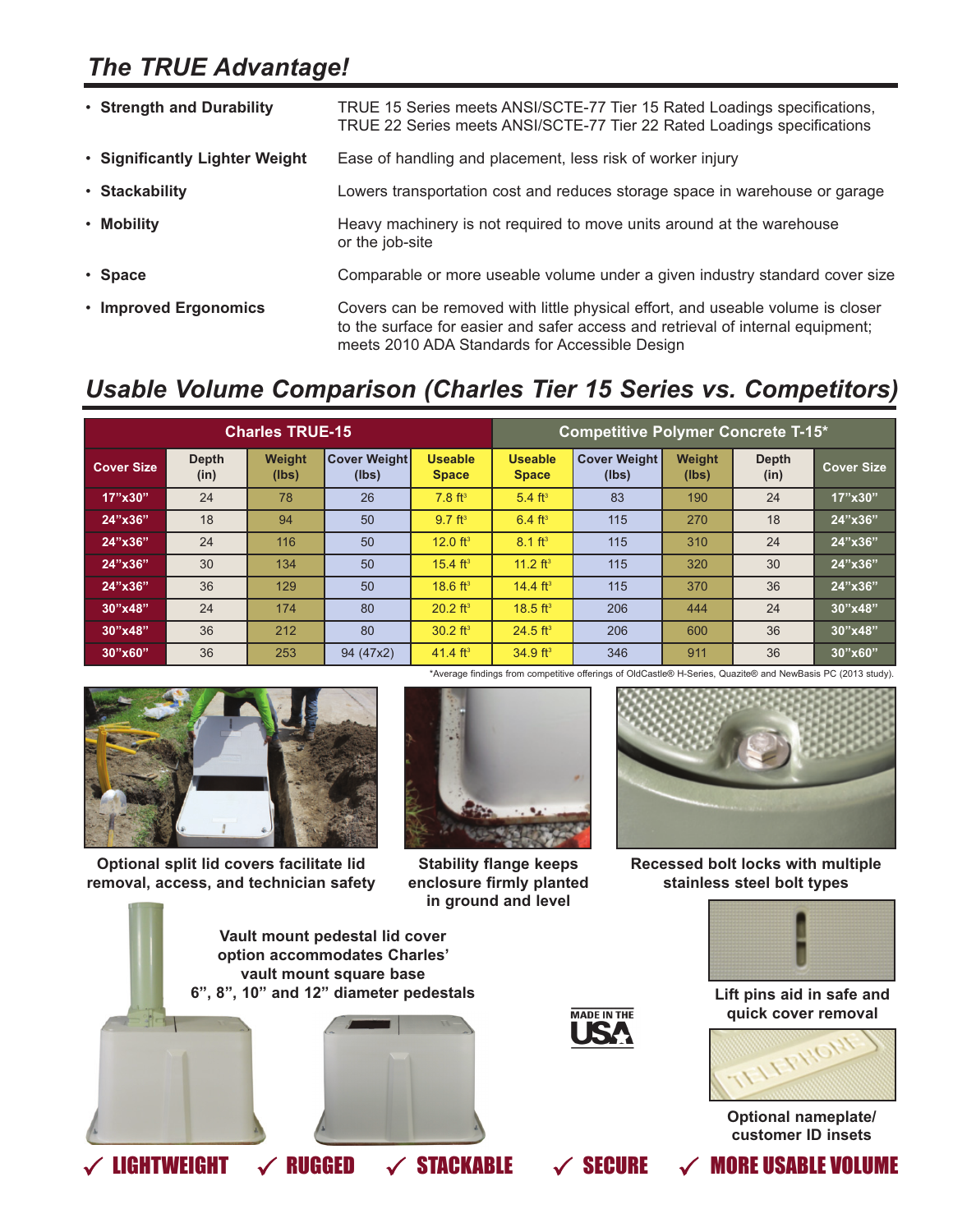## The TRUE Advantage!

- **Strength and Durability** — TRUE 15 Series meets ANSI/SCTE-77 Tier 15 Rated Loadings specifications, TRUE 22 Series meets ANSI/SCTE-77 Tier 22 Rated Loadings specifications
- **Significantly Lighter Weight** — Ease of handling and placement, less risk of worker injury
- **Stackability** — Lowers transportation cost and reduces storage space in warehouse or garage
- **Mobility** — Heavy machinery is not required to move units around at the warehouse or the job-site
- **Space** — Comparable or more useable volume under a given industry standard cover size
- **Improved Ergonomics** — Covers can be removed with little physical effort, and useable volume is closer to the surface for easier and safer access and retrieval of internal equipment; meets 2010 ADA Standards for Accessible Design

## Usable Volume Comparison (Charles Tier 15 Series vs. Competitors)

| Charles TRUE-15 | | | | | Competitive Polymer Concrete T-15* | | | | |
|---|---|---|---|---|---|---|---|---|---|
| Cover Size | Depth (in) | Weight (lbs) | Cover Weight (lbs) | Useable Space | Useable Space | Cover Weight (lbs) | Weight (lbs) | Depth (in) | Cover Size |
| 17”x30” | 24 | 78 | 26 | 7.8 ft³ | 5.4 ft³ | 83 | 190 | 24 | 17”x30” |
| 24”x36” | 18 | 94 | 50 | 9.7 ft³ | 6.4 ft³ | 115 | 270 | 18 | 24”x36” |
| 24”x36” | 24 | 116 | 50 | 12.0 ft³ | 8.1 ft³ | 115 | 310 | 24 | 24”x36” |
| 24”x36” | 30 | 134 | 50 | 15.4 ft³ | 11.2 ft³ | 115 | 320 | 30 | 24”x36” |
| 24”x36” | 36 | 129 | 50 | 18.6 ft³ | 14.4 ft³ | 115 | 370 | 36 | 24”x36” |
| 30”x48” | 24 | 174 | 80 | 20.2 ft³ | 18.5 ft³ | 206 | 444 | 24 | 30”x48” |
| 30”x48” | 36 | 212 | 80 | 30.2 ft³ | 24.5 ft³ | 206 | 600 | 36 | 30”x48” |
| 30”x60” | 36 | 253 | 94 (47x2) | 41.4 ft³ | 34.9 ft³ | 346 | 911 | 36 | 30”x60” |

*Average findings from competitive offerings of OldCastle® H-Series, Quazite® and NewBasis PC (2013 study).

Optional split lid covers facilitate lid removal, access, and technician safety

Stability flange keeps enclosure firmly planted in ground and level

Recessed bolt locks with multiple stainless steel bolt types

Vault mount pedestal lid cover option accommodates Charles' vault mount square base 6", 8", 10" and 12" diameter pedestals

MADE IN THE USA

Lift pins aid in safe and quick cover removal

Optional nameplate/ customer ID insets

✓ LIGHTWEIGHT ✓ RUGGED ✓ STACKABLE ✓ SECURE ✓ MORE USABLE VOLUME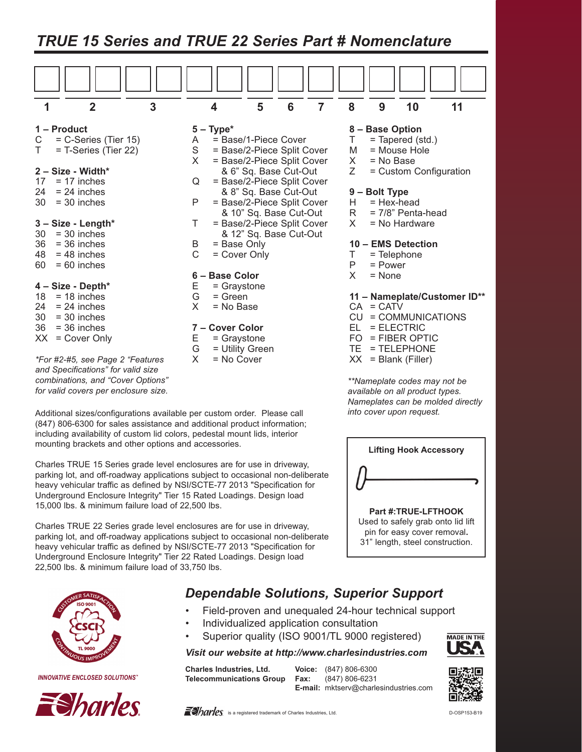## TRUE 15 Series and TRUE 22 Series Part # Nomenclature

| 1 | 2 | 3 | 4 | 5 | 6 | 7 | 8 | 9 | 10 | 11 |
|---|---|---|---|---|---|---|---|---|---|---|
| | | | | | | | | | | |

**1 – Product**
C = C-Series (Tier 15)
T = T-Series (Tier 22)

**2 – Size - Width***
17 = 17 inches
24 = 24 inches
30 = 30 inches

**3 – Size - Length***
30 = 30 inches
36 = 36 inches
48 = 48 inches
60 = 60 inches

**4 – Size - Depth***
18 = 18 inches
24 = 24 inches
30 = 30 inches
36 = 36 inches
XX = Cover Only

*\*For #2-#5, see Page 2 "Features and Specifications" for valid size combinations, and "Cover Options" for valid covers per enclosure size.*

**5 – Type***
A = Base/1-Piece Cover
S = Base/2-Piece Split Cover
X = Base/2-Piece Split Cover & 6" Sq. Base Cut-Out
Q = Base/2-Piece Split Cover & 8" Sq. Base Cut-Out
P = Base/2-Piece Split Cover & 10" Sq. Base Cut-Out
T = Base/2-Piece Split Cover & 12" Sq. Base Cut-Out
B = Base Only
C = Cover Only

**6 – Base Color**
E = Graystone
G = Green
X = No Base

**7 – Cover Color**
E = Graystone
G = Utility Green
X = No Cover

**8 – Base Option**
T = Tapered (std.)
M = Mouse Hole
X = No Base
Z = Custom Configuration

**9 – Bolt Type**
H = Hex-head
R = 7/8" Penta-head
X = No Hardware

**10 – EMS Detection**
T = Telephone
P = Power
X = None

**11 – Nameplate/Customer ID****
CA = CATV
CU = COMMUNICATIONS
EL = ELECTRIC
FO = FIBER OPTIC
TE = TELEPHONE
XX = Blank (Filler)

*\*\*Nameplate codes may not be available on all product types. Nameplates can be molded directly into cover upon request.*

Additional sizes/configurations available per custom order. Please call (847) 806-6300 for sales assistance and additional product information; including availability of custom lid colors, pedestal mount lids, interior mounting brackets and other options and accessories.

Charles TRUE 15 Series grade level enclosures are for use in driveway, parking lot, and off-roadway applications subject to occasional non-deliberate heavy vehicular traffic as defined by NSI/SCTE-77 2013 "Specification for Underground Enclosure Integrity" Tier 15 Rated Loadings. Design load 15,000 lbs. & minimum failure load of 22,500 lbs.

Charles TRUE 22 Series grade level enclosures are for use in driveway, parking lot, and off-roadway applications subject to occasional non-deliberate heavy vehicular traffic as defined by NSI/SCTE-77 2013 "Specification for Underground Enclosure Integrity" Tier 22 Rated Loadings. Design load 22,500 lbs. & minimum failure load of 33,750 lbs.

**Lifting Hook Accessory**

**Part #:TRUE-LFTHOOK**
Used to safely grab onto lid lift pin for easy cover removal. 31" length, steel construction.

CUSTOMER SATISFACTION ISO 9001 CSCI TL 9000 CONTINUOUS IMPROVEMENT

*INNOVATIVE ENCLOSED SOLUTIONS™*

Charles

## *Dependable Solutions, Superior Support*

- Field-proven and unequaled 24-hour technical support
- Individualized application consultation
- Superior quality (ISO 9001/TL 9000 registered)

***Visit our website at http://www.charlesindustries.com***

**Charles Industries, Ltd.**
**Telecommunications Group**

**Voice:** (847) 806-6300
**Fax:** (847) 806-6231
**E-mail:** mktserv@charlesindustries.com

MADE IN THE USA

Charles is a registered trademark of Charles Industries, Ltd.

D-OSP153-B19